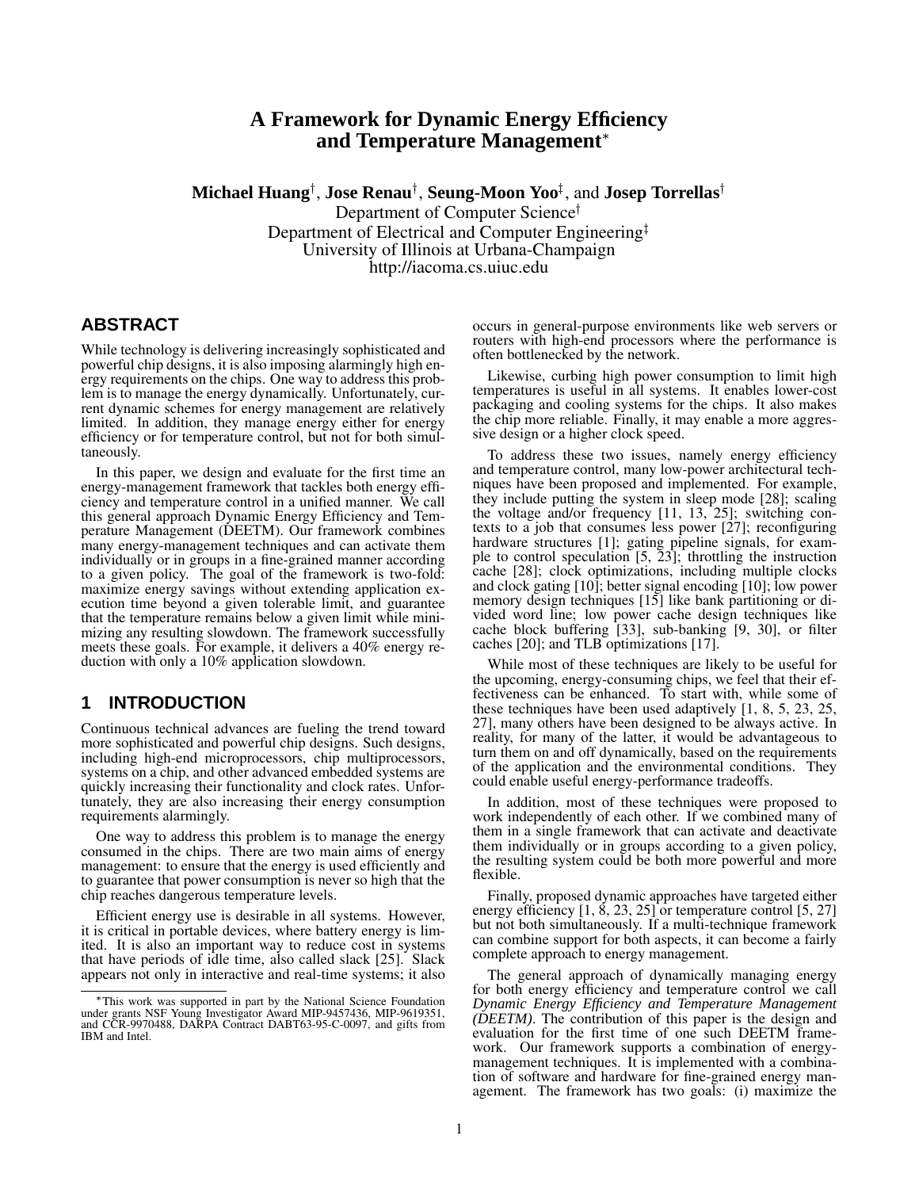# A Framework for Dynamic Energy Efficiency and Temperature Management*

**Michael Huang**[†], **Jose Renau**[†], **Seung-Moon Yoo**[‡], and **Josep Torrellas**[†]

Department of Computer Science[†]

Department of Electrical and Computer Engineering[‡]

University of Illinois at Urbana-Champaign

http://iacoma.cs.uiuc.edu

## ABSTRACT

While technology is delivering increasingly sophisticated and powerful chip designs, it is also imposing alarmingly high energy requirements on the chips. One way to address this problem is to manage the energy dynamically. Unfortunately, current dynamic schemes for energy management are relatively limited. In addition, they manage energy either for energy efficiency or for temperature control, but not for both simultaneously.

In this paper, we design and evaluate for the first time an energy-management framework that tackles both energy efficiency and temperature control in a unified manner. We call this general approach Dynamic Energy Efficiency and Temperature Management (DEETM). Our framework combines many energy-management techniques and can activate them individually or in groups in a fine-grained manner according to a given policy. The goal of the framework is two-fold: maximize energy savings without extending application execution time beyond a given tolerable limit, and guarantee that the temperature remains below a given limit while minimizing any resulting slowdown. The framework successfully meets these goals. For example, it delivers a 40% energy reduction with only a 10% application slowdown.

## 1 INTRODUCTION

Continuous technical advances are fueling the trend toward more sophisticated and powerful chip designs. Such designs, including high-end microprocessors, chip multiprocessors, systems on a chip, and other advanced embedded systems are quickly increasing their functionality and clock rates. Unfortunately, they are also increasing their energy consumption requirements alarmingly.

One way to address this problem is to manage the energy consumed in the chips. There are two main aims of energy management: to ensure that the energy is used efficiently and to guarantee that power consumption is never so high that the chip reaches dangerous temperature levels.

Efficient energy use is desirable in all systems. However, it is critical in portable devices, where battery energy is limited. It is also an important way to reduce cost in systems that have periods of idle time, also called slack [25]. Slack appears not only in interactive and real-time systems; it also occurs in general-purpose environments like web servers or routers with high-end processors where the performance is often bottlenecked by the network.

Likewise, curbing high power consumption to limit high temperatures is useful in all systems. It enables lower-cost packaging and cooling systems for the chips. It also makes the chip more reliable. Finally, it may enable a more aggressive design or a higher clock speed.

To address these two issues, namely energy efficiency and temperature control, many low-power architectural techniques have been proposed and implemented. For example, they include putting the system in sleep mode [28]; scaling the voltage and/or frequency [11, 13, 25]; switching contexts to a job that consumes less power [27]; reconfiguring hardware structures [1]; gating pipeline signals, for example to control speculation [5, 23]; throttling the instruction cache [28]; clock optimizations, including multiple clocks and clock gating [10]; better signal encoding [10]; low power memory design techniques [15] like bank partitioning or divided word line; low power cache design techniques like cache block buffering [33], sub-banking [9, 30], or filter caches [20]; and TLB optimizations [17].

While most of these techniques are likely to be useful for the upcoming, energy-consuming chips, we feel that their effectiveness can be enhanced. To start with, while some of these techniques have been used adaptively [1, 8, 5, 23, 25, 27], many others have been designed to be always active. In reality, for many of the latter, it would be advantageous to turn them on and off dynamically, based on the requirements of the application and the environmental conditions. They could enable useful energy-performance tradeoffs.

In addition, most of these techniques were proposed to work independently of each other. If we combined many of them in a single framework that can activate and deactivate them individually or in groups according to a given policy, the resulting system could be both more powerful and more flexible.

Finally, proposed dynamic approaches have targeted either energy efficiency [1, 8, 23, 25] or temperature control [5, 27] but not both simultaneously. If a multi-technique framework can combine support for both aspects, it can become a fairly complete approach to energy management.

The general approach of dynamically managing energy for both energy efficiency and temperature control we call *Dynamic Energy Efficiency and Temperature Management (DEETM)*. The contribution of this paper is the design and evaluation for the first time of one such DEETM framework. Our framework supports a combination of energy-management techniques. It is implemented with a combination of software and hardware for fine-grained energy management. The framework has two goals: (i) maximize the

*This work was supported in part by the National Science Foundation under grants NSF Young Investigator Award MIP-9457436, MIP-9619351, and CCR-9970488, DARPA Contract DABT63-95-C-0097, and gifts from IBM and Intel.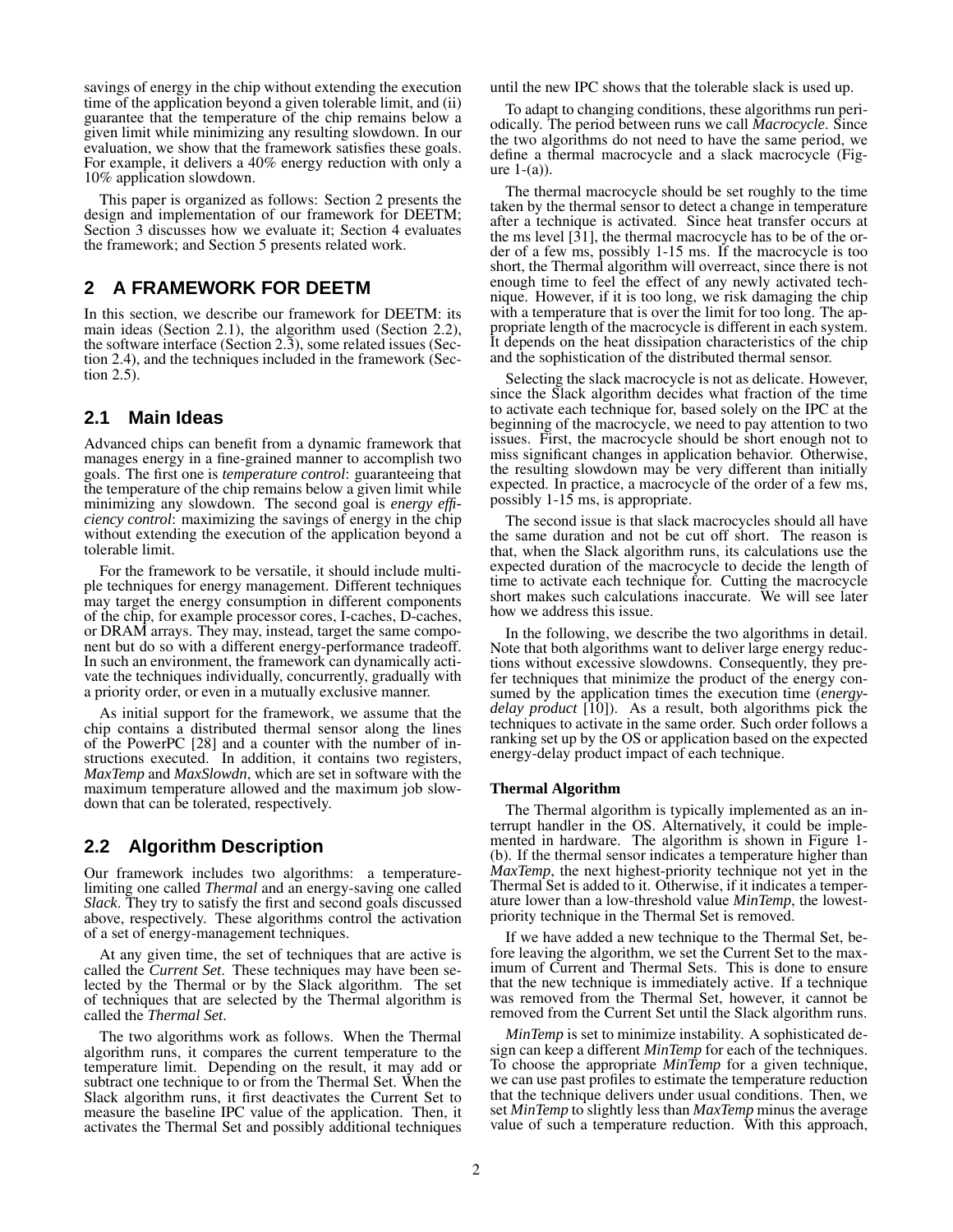savings of energy in the chip without extending the execution time of the application beyond a given tolerable limit, and (ii) guarantee that the temperature of the chip remains below a given limit while minimizing any resulting slowdown. In our evaluation, we show that the framework satisfies these goals. For example, it delivers a 40% energy reduction with only a 10% application slowdown.

This paper is organized as follows: Section 2 presents the design and implementation of our framework for DEETM; Section 3 discusses how we evaluate it; Section 4 evaluates the framework; and Section 5 presents related work.

## 2 A FRAMEWORK FOR DEETM

In this section, we describe our framework for DEETM: its main ideas (Section 2.1), the algorithm used (Section 2.2), the software interface (Section 2.3), some related issues (Section 2.4), and the techniques included in the framework (Section 2.5).

### 2.1 Main Ideas

Advanced chips can benefit from a dynamic framework that manages energy in a fine-grained manner to accomplish two goals. The first one is *temperature control*: guaranteeing that the temperature of the chip remains below a given limit while minimizing any slowdown. The second goal is *energy efficiency control*: maximizing the savings of energy in the chip without extending the execution of the application beyond a tolerable limit.

For the framework to be versatile, it should include multiple techniques for energy management. Different techniques may target the energy consumption in different components of the chip, for example processor cores, I-caches, D-caches, or DRAM arrays. They may, instead, target the same component but do so with a different energy-performance tradeoff. In such an environment, the framework can dynamically activate the techniques individually, concurrently, gradually with a priority order, or even in a mutually exclusive manner.

As initial support for the framework, we assume that the chip contains a distributed thermal sensor along the lines of the PowerPC [28] and a counter with the number of instructions executed. In addition, it contains two registers, *MaxTemp* and *MaxSlowdn*, which are set in software with the maximum temperature allowed and the maximum job slowdown that can be tolerated, respectively.

### 2.2 Algorithm Description

Our framework includes two algorithms: a temperature-limiting one called *Thermal* and an energy-saving one called *Slack*. They try to satisfy the first and second goals discussed above, respectively. These algorithms control the activation of a set of energy-management techniques.

At any given time, the set of techniques that are active is called the *Current Set*. These techniques may have been selected by the Thermal or by the Slack algorithm. The set of techniques that are selected by the Thermal algorithm is called the *Thermal Set*.

The two algorithms work as follows. When the Thermal algorithm runs, it compares the current temperature to the temperature limit. Depending on the result, it may add or subtract one technique to or from the Thermal Set. When the Slack algorithm runs, it first deactivates the Current Set to measure the baseline IPC value of the application. Then, it activates the Thermal Set and possibly additional techniques until the new IPC shows that the tolerable slack is used up.

To adapt to changing conditions, these algorithms run periodically. The period between runs we call *Macrocycle*. Since the two algorithms do not need to have the same period, we define a thermal macrocycle and a slack macrocycle (Figure 1-(a)).

The thermal macrocycle should be set roughly to the time taken by the thermal sensor to detect a change in temperature after a technique is activated. Since heat transfer occurs at the ms level [31], the thermal macrocycle has to be of the order of a few ms, possibly 1-15 ms. If the macrocycle is too short, the Thermal algorithm will overreact, since there is not enough time to feel the effect of any newly activated technique. However, if it is too long, we risk damaging the chip with a temperature that is over the limit for too long. The appropriate length of the macrocycle is different in each system. It depends on the heat dissipation characteristics of the chip and the sophistication of the distributed thermal sensor.

Selecting the slack macrocycle is not as delicate. However, since the Slack algorithm decides what fraction of the time to activate each technique for, based solely on the IPC at the beginning of the macrocycle, we need to pay attention to two issues. First, the macrocycle should be short enough not to miss significant changes in application behavior. Otherwise, the resulting slowdown may be very different than initially expected. In practice, a macrocycle of the order of a few ms, possibly 1-15 ms, is appropriate.

The second issue is that slack macrocycles should all have the same duration and not be cut off short. The reason is that, when the Slack algorithm runs, its calculations use the expected duration of the macrocycle to decide the length of time to activate each technique for. Cutting the macrocycle short makes such calculations inaccurate. We will see later how we address this issue.

In the following, we describe the two algorithms in detail. Note that both algorithms want to deliver large energy reductions without excessive slowdowns. Consequently, they prefer techniques that minimize the product of the energy consumed by the application times the execution time (*energy-delay product* [10]). As a result, both algorithms pick the techniques to activate in the same order. Such order follows a ranking set up by the OS or application based on the expected energy-delay product impact of each technique.

#### Thermal Algorithm

The Thermal algorithm is typically implemented as an interrupt handler in the OS. Alternatively, it could be implemented in hardware. The algorithm is shown in Figure 1-(b). If the thermal sensor indicates a temperature higher than *MaxTemp*, the next highest-priority technique not yet in the Thermal Set is added to it. Otherwise, if it indicates a temperature lower than a low-threshold value *MinTemp*, the lowest-priority technique in the Thermal Set is removed.

If we have added a new technique to the Thermal Set, before leaving the algorithm, we set the Current Set to the maximum of Current and Thermal Sets. This is done to ensure that the new technique is immediately active. If a technique was removed from the Thermal Set, however, it cannot be removed from the Current Set until the Slack algorithm runs.

*MinTemp* is set to minimize instability. A sophisticated design can keep a different *MinTemp* for each of the techniques. To choose the appropriate *MinTemp* for a given technique, we can use past profiles to estimate the temperature reduction that the technique delivers under usual conditions. Then, we set *MinTemp* to slightly less than *MaxTemp* minus the average value of such a temperature reduction. With this approach,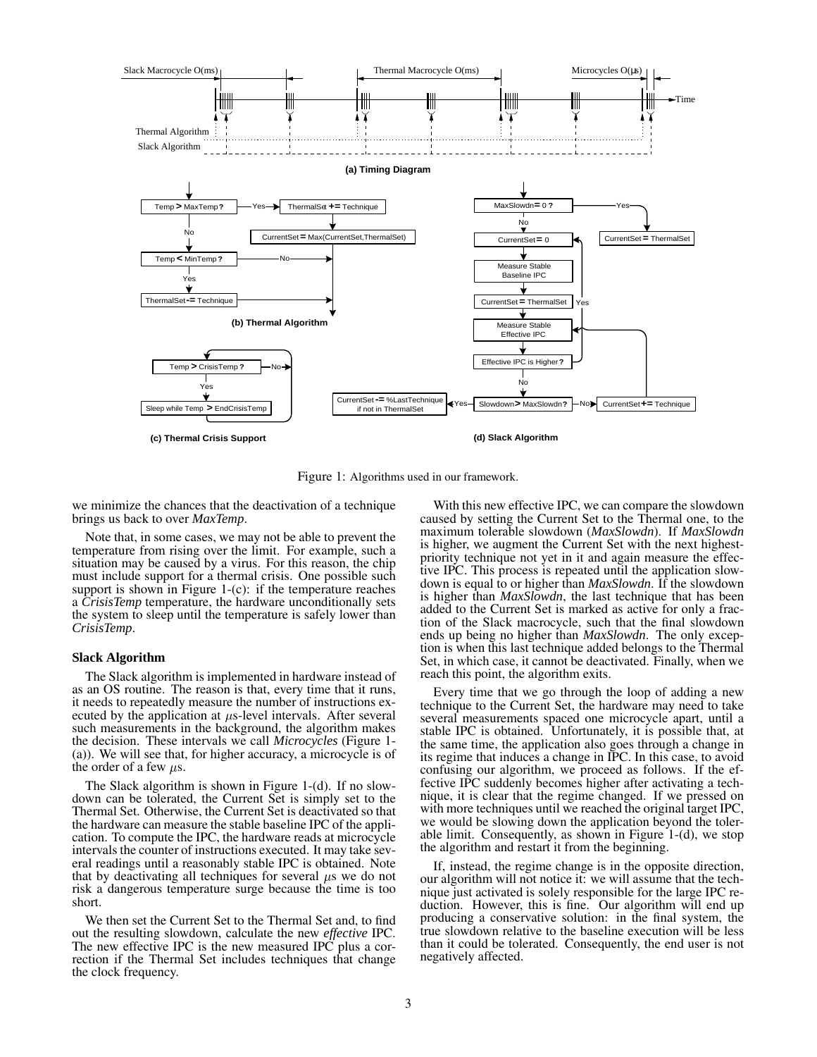Figure 1: Algorithms used in our framework.

we minimize the chances that the deactivation of a technique brings us back to over *MaxTemp*.

Note that, in some cases, we may not be able to prevent the temperature from rising over the limit. For example, such a situation may be caused by a virus. For this reason, the chip must include support for a thermal crisis. One possible such support is shown in Figure 1-(c): if the temperature reaches a *CrisisTemp* temperature, the hardware unconditionally sets the system to sleep until the temperature is safely lower than *CrisisTemp*.

### Slack Algorithm

The Slack algorithm is implemented in hardware instead of as an OS routine. The reason is that, every time that it runs, it needs to repeatedly measure the number of instructions executed by the application at $\mu$s-level intervals. After several such measurements in the background, the algorithm makes the decision. These intervals we call *Microcycles* (Figure 1-(a)). We will see that, for higher accuracy, a microcycle is of the order of a few $\mu$s.

The Slack algorithm is shown in Figure 1-(d). If no slowdown can be tolerated, the Current Set is simply set to the Thermal Set. Otherwise, the Current Set is deactivated so that the hardware can measure the stable baseline IPC of the application. To compute the IPC, the hardware reads at microcycle intervals the counter of instructions executed. It may take several readings until a reasonably stable IPC is obtained. Note that by deactivating all techniques for several $\mu$s we do not risk a dangerous temperature surge because the time is too short.

We then set the Current Set to the Thermal Set and, to find out the resulting slowdown, calculate the new *effective* IPC. The new effective IPC is the new measured IPC plus a correction if the Thermal Set includes techniques that change the clock frequency.

With this new effective IPC, we can compare the slowdown caused by setting the Current Set to the Thermal one, to the maximum tolerable slowdown (*MaxSlowdn*). If *MaxSlowdn* is higher, we augment the Current Set with the next highest-priority technique not yet in it and again measure the effective IPC. This process is repeated until the application slowdown is equal to or higher than *MaxSlowdn*. If the slowdown is higher than *MaxSlowdn*, the last technique that has been added to the Current Set is marked as active for only a fraction of the Slack macrocycle, such that the final slowdown ends up being no higher than *MaxSlowdn*. The only exception is when this last technique added belongs to the Thermal Set, in which case, it cannot be deactivated. Finally, when we reach this point, the algorithm exits.

Every time that we go through the loop of adding a new technique to the Current Set, the hardware may need to take several measurements spaced one microcycle apart, until a stable IPC is obtained. Unfortunately, it is possible that, at the same time, the application also goes through a change in its regime that induces a change in IPC. In this case, to avoid confusing our algorithm, we proceed as follows. If the effective IPC suddenly becomes higher after activating a technique, it is clear that the regime changed. If we pressed on with more techniques until we reached the original target IPC, we would be slowing down the application beyond the tolerable limit. Consequently, as shown in Figure 1-(d), we stop the algorithm and restart it from the beginning.

If, instead, the regime change is in the opposite direction, our algorithm will not notice it: we will assume that the technique just activated is solely responsible for the large IPC reduction. However, this is fine. Our algorithm will end up producing a conservative solution: in the final system, the true slowdown relative to the baseline execution will be less than it could be tolerated. Consequently, the end user is not negatively affected.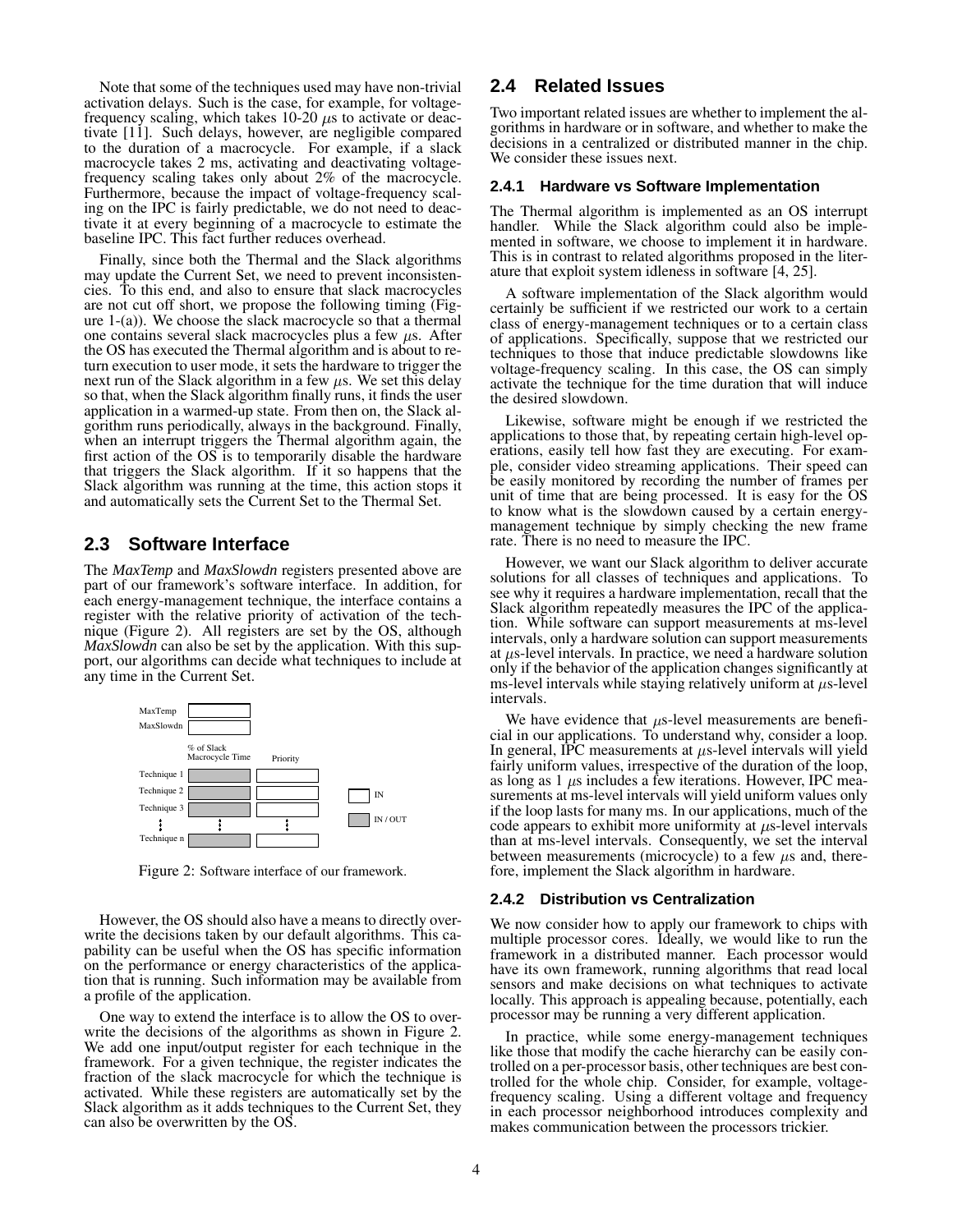Note that some of the techniques used may have non-trivial activation delays. Such is the case, for example, for voltage-frequency scaling, which takes 10-20 $\mu$s to activate or deactivate [11]. Such delays, however, are negligible compared to the duration of a macrocycle. For example, if a slack macrocycle takes 2 ms, activating and deactivating voltage-frequency scaling takes only about 2% of the macrocycle. Furthermore, because the impact of voltage-frequency scaling on the IPC is fairly predictable, we do not need to deactivate it at every beginning of a macrocycle to estimate the baseline IPC. This fact further reduces overhead.

Finally, since both the Thermal and the Slack algorithms may update the Current Set, we need to prevent inconsistencies. To this end, and also to ensure that slack macrocycles are not cut off short, we propose the following timing (Figure 1-(a)). We choose the slack macrocycle so that a thermal one contains several slack macrocycles plus a few $\mu$s. After the OS has executed the Thermal algorithm and is about to return execution to user mode, it sets the hardware to trigger the next run of the Slack algorithm in a few $\mu$s. We set this delay so that, when the Slack algorithm finally runs, it finds the user application in a warmed-up state. From then on, the Slack algorithm runs periodically, always in the background. Finally, when an interrupt triggers the Thermal algorithm again, the first action of the OS is to temporarily disable the hardware that triggers the Slack algorithm. If it so happens that the Slack algorithm was running at the time, this action stops it and automatically sets the Current Set to the Thermal Set.

## 2.3 Software Interface

The *MaxTemp* and *MaxSlowdn* registers presented above are part of our framework's software interface. In addition, for each energy-management technique, the interface contains a register with the relative priority of activation of the technique (Figure 2). All registers are set by the OS, although *MaxSlowdn* can also be set by the application. With this support, our algorithms can decide what techniques to include at any time in the Current Set.

MaxTemp
MaxSlowdn
% of Slack Macrocycle Time
Priority
Technique 1
Technique 2
Technique 3
Technique n
IN
IN / OUT

Figure 2: Software interface of our framework.

However, the OS should also have a means to directly overwrite the decisions taken by our default algorithms. This capability can be useful when the OS has specific information on the performance or energy characteristics of the application that is running. Such information may be available from a profile of the application.

One way to extend the interface is to allow the OS to overwrite the decisions of the algorithms as shown in Figure 2. We add one input/output register for each technique in the framework. For a given technique, the register indicates the fraction of the slack macrocycle for which the technique is activated. While these registers are automatically set by the Slack algorithm as it adds techniques to the Current Set, they can also be overwritten by the OS.

## 2.4 Related Issues

Two important related issues are whether to implement the algorithms in hardware or in software, and whether to make the decisions in a centralized or distributed manner in the chip. We consider these issues next.

### 2.4.1 Hardware vs Software Implementation

The Thermal algorithm is implemented as an OS interrupt handler. While the Slack algorithm could also be implemented in software, we choose to implement it in hardware. This is in contrast to related algorithms proposed in the literature that exploit system idleness in software [4, 25].

A software implementation of the Slack algorithm would certainly be sufficient if we restricted our work to a certain class of energy-management techniques or to a certain class of applications. Specifically, suppose that we restricted our techniques to those that induce predictable slowdowns like voltage-frequency scaling. In this case, the OS can simply activate the technique for the time duration that will induce the desired slowdown.

Likewise, software might be enough if we restricted the applications to those that, by repeating certain high-level operations, easily tell how fast they are executing. For example, consider video streaming applications. Their speed can be easily monitored by recording the number of frames per unit of time that are being processed. It is easy for the OS to know what is the slowdown caused by a certain energy-management technique by simply checking the new frame rate. There is no need to measure the IPC.

However, we want our Slack algorithm to deliver accurate solutions for all classes of techniques and applications. To see why it requires a hardware implementation, recall that the Slack algorithm repeatedly measures the IPC of the application. While software can support measurements at ms-level intervals, only a hardware solution can support measurements at $\mu$s-level intervals. In practice, we need a hardware solution only if the behavior of the application changes significantly at ms-level intervals while staying relatively uniform at $\mu$s-level intervals.

We have evidence that $\mu$s-level measurements are beneficial in our applications. To understand why, consider a loop. In general, IPC measurements at $\mu$s-level intervals will yield fairly uniform values, irrespective of the duration of the loop, as long as 1 $\mu$s includes a few iterations. However, IPC measurements at ms-level intervals will yield uniform values only if the loop lasts for many ms. In our applications, much of the code appears to exhibit more uniformity at $\mu$s-level intervals than at ms-level intervals. Consequently, we set the interval between measurements (microcycle) to a few $\mu$s and, therefore, implement the Slack algorithm in hardware.

### 2.4.2 Distribution vs Centralization

We now consider how to apply our framework to chips with multiple processor cores. Ideally, we would like to run the framework in a distributed manner. Each processor would have its own framework, running algorithms that read local sensors and make decisions on what techniques to activate locally. This approach is appealing because, potentially, each processor may be running a very different application.

In practice, while some energy-management techniques like those that modify the cache hierarchy can be easily controlled on a per-processor basis, other techniques are best controlled for the whole chip. Consider, for example, voltage-frequency scaling. Using a different voltage and frequency in each processor neighborhood introduces complexity and makes communication between the processors trickier.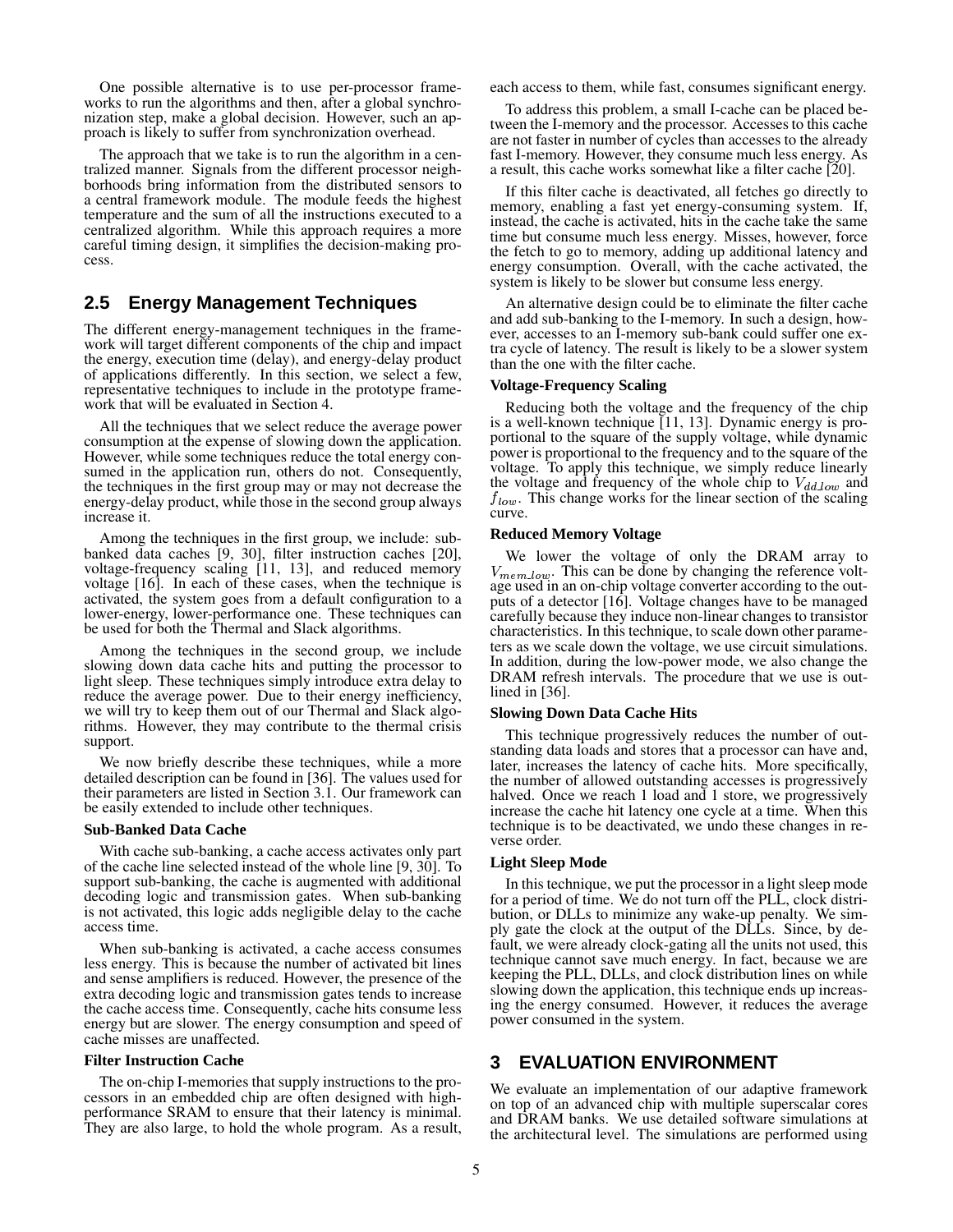One possible alternative is to use per-processor frameworks to run the algorithms and then, after a global synchronization step, make a global decision. However, such an approach is likely to suffer from synchronization overhead.

The approach that we take is to run the algorithm in a centralized manner. Signals from the different processor neighborhoods bring information from the distributed sensors to a central framework module. The module feeds the highest temperature and the sum of all the instructions executed to a centralized algorithm. While this approach requires a more careful timing design, it simplifies the decision-making process.

## 2.5 Energy Management Techniques

The different energy-management techniques in the framework will target different components of the chip and impact the energy, execution time (delay), and energy-delay product of applications differently. In this section, we select a few, representative techniques to include in the prototype framework that will be evaluated in Section 4.

All the techniques that we select reduce the average power consumption at the expense of slowing down the application. However, while some techniques reduce the total energy consumed in the application run, others do not. Consequently, the techniques in the first group may or may not decrease the energy-delay product, while those in the second group always increase it.

Among the techniques in the first group, we include: sub-banked data caches [9, 30], filter instruction caches [20], voltage-frequency scaling [11, 13], and reduced memory voltage [16]. In each of these cases, when the technique is activated, the system goes from a default configuration to a lower-energy, lower-performance one. These techniques can be used for both the Thermal and Slack algorithms.

Among the techniques in the second group, we include slowing down data cache hits and putting the processor to light sleep. These techniques simply introduce extra delay to reduce the average power. Due to their energy inefficiency, we will try to keep them out of our Thermal and Slack algorithms. However, they may contribute to the thermal crisis support.

We now briefly describe these techniques, while a more detailed description can be found in [36]. The values used for their parameters are listed in Section 3.1. Our framework can be easily extended to include other techniques.

**Sub-Banked Data Cache**

With cache sub-banking, a cache access activates only part of the cache line selected instead of the whole line [9, 30]. To support sub-banking, the cache is augmented with additional decoding logic and transmission gates. When sub-banking is not activated, this logic adds negligible delay to the cache access time.

When sub-banking is activated, a cache access consumes less energy. This is because the number of activated bit lines and sense amplifiers is reduced. However, the presence of the extra decoding logic and transmission gates tends to increase the cache access time. Consequently, cache hits consume less energy but are slower. The energy consumption and speed of cache misses are unaffected.

**Filter Instruction Cache**

The on-chip I-memories that supply instructions to the processors in an embedded chip are often designed with high-performance SRAM to ensure that their latency is minimal. They are also large, to hold the whole program. As a result, each access to them, while fast, consumes significant energy.

To address this problem, a small I-cache can be placed between the I-memory and the processor. Accesses to this cache are not faster in number of cycles than accesses to the already fast I-memory. However, they consume much less energy. As a result, this cache works somewhat like a filter cache [20].

If this filter cache is deactivated, all fetches go directly to memory, enabling a fast yet energy-consuming system. If, instead, the cache is activated, hits in the cache take the same time but consume much less energy. Misses, however, force the fetch to go to memory, adding up additional latency and energy consumption. Overall, with the cache activated, the system is likely to be slower but consume less energy.

An alternative design could be to eliminate the filter cache and add sub-banking to the I-memory. In such a design, however, accesses to an I-memory sub-bank could suffer one extra cycle of latency. The result is likely to be a slower system than the one with the filter cache.

**Voltage-Frequency Scaling**

Reducing both the voltage and the frequency of the chip is a well-known technique [11, 13]. Dynamic energy is proportional to the square of the supply voltage, while dynamic power is proportional to the frequency and to the square of the voltage. To apply this technique, we simply reduce linearly the voltage and frequency of the whole chip to $V_{dd\_low}$ and $f_{low}$. This change works for the linear section of the scaling curve.

**Reduced Memory Voltage**

We lower the voltage of only the DRAM array to $V_{mem\_low}$. This can be done by changing the reference voltage used in an on-chip voltage converter according to the outputs of a detector [16]. Voltage changes have to be managed carefully because they induce non-linear changes to transistor characteristics. In this technique, to scale down other parameters as we scale down the voltage, we use circuit simulations. In addition, during the low-power mode, we also change the DRAM refresh intervals. The procedure that we use is outlined in [36].

**Slowing Down Data Cache Hits**

This technique progressively reduces the number of outstanding data loads and stores that a processor can have and, later, increases the latency of cache hits. More specifically, the number of allowed outstanding accesses is progressively halved. Once we reach 1 load and 1 store, we progressively increase the cache hit latency one cycle at a time. When this technique is to be deactivated, we undo these changes in reverse order.

**Light Sleep Mode**

In this technique, we put the processor in a light sleep mode for a period of time. We do not turn off the PLL, clock distribution, or DLLs to minimize any wake-up penalty. We simply gate the clock at the output of the DLLs. Since, by default, we were already clock-gating all the units not used, this technique cannot save much energy. In fact, because we are keeping the PLL, DLLs, and clock distribution lines on while slowing down the application, this technique ends up increasing the energy consumed. However, it reduces the average power consumed in the system.

# 3 EVALUATION ENVIRONMENT

We evaluate an implementation of our adaptive framework on top of an advanced chip with multiple superscalar cores and DRAM banks. We use detailed software simulations at the architectural level. The simulations are performed using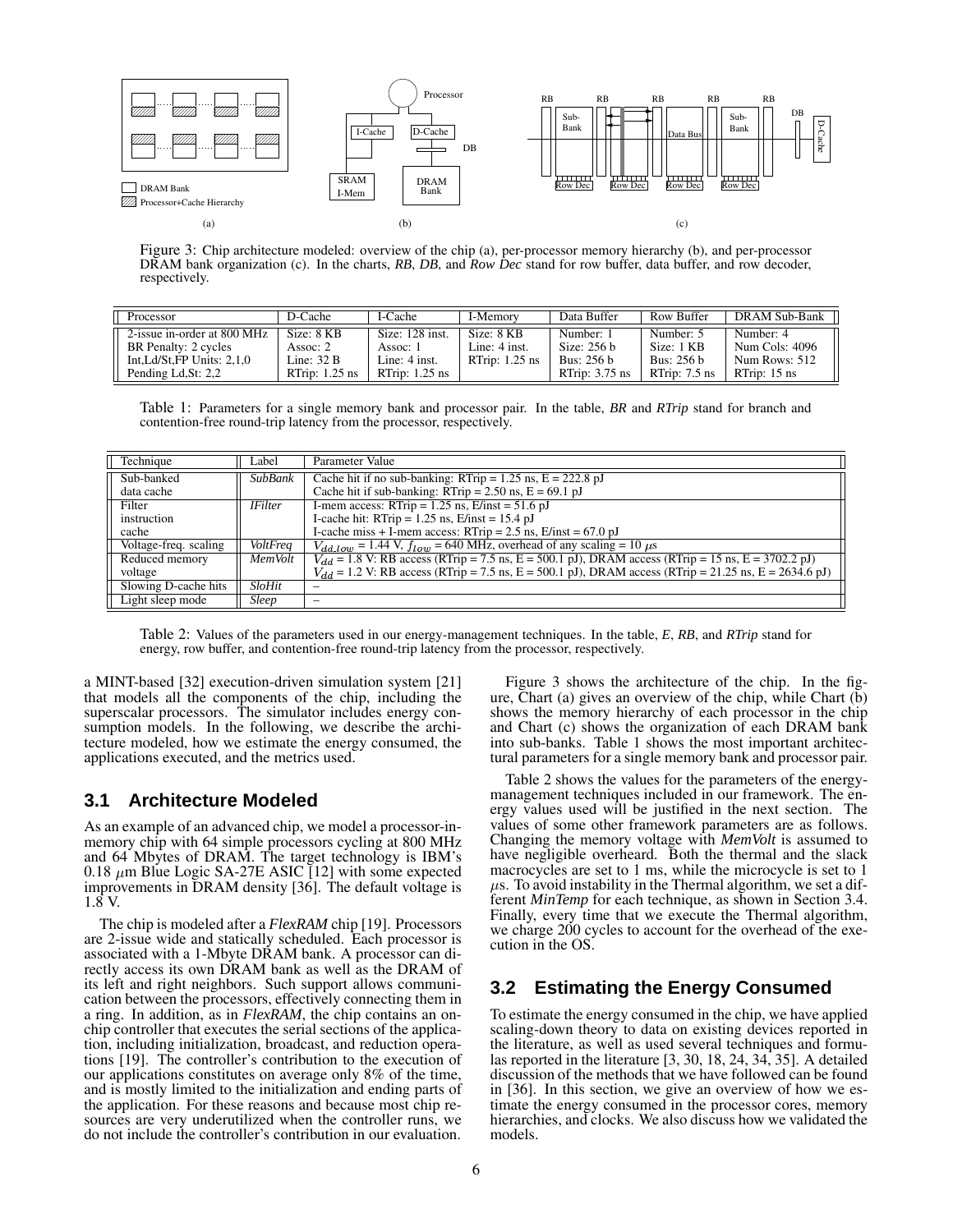Figure 3: Chip architecture modeled: overview of the chip (a), per-processor memory hierarchy (b), and per-processor DRAM bank organization (c). In the charts, *RB*, *DB*, and *Row Dec* stand for row buffer, data buffer, and row decoder, respectively.

| Processor | D-Cache | I-Cache | I-Memory | Data Buffer | Row Buffer | DRAM Sub-Bank |
|---|---|---|---|---|---|---|
| 2-issue in-order at 800 MHz<br>BR Penalty: 2 cycles<br>Int,Ld/St,FP Units: 2,1,0<br>Pending Ld,St: 2,2 | Size: 8 KB<br>Assoc: 2<br>Line: 32 B<br>RTrip: 1.25 ns | Size: 128 inst.<br>Assoc: 1<br>Line: 4 inst.<br>RTrip: 1.25 ns | Size: 8 KB<br>Line: 4 inst.<br>RTrip: 1.25 ns | Number: 1<br>Size: 256 b<br>Bus: 256 b<br>RTrip: 3.75 ns | Number: 5<br>Size: 1 KB<br>Bus: 256 b<br>RTrip: 7.5 ns | Number: 4<br>Num Cols: 4096<br>Num Rows: 512<br>RTrip: 15 ns |

Table 1: Parameters for a single memory bank and processor pair. In the table, *BR* and *RTrip* stand for branch and contention-free round-trip latency from the processor, respectively.

| Technique | Label | Parameter Value |
|---|---|---|
| Sub-banked data cache | *SubBank* | Cache hit if no sub-banking: RTrip = 1.25 ns, E = 222.8 pJ<br>Cache hit if sub-banking: RTrip = 2.50 ns, E = 69.1 pJ |
| Filter instruction cache | *IFilter* | I-mem access: RTrip = 1.25 ns, E/inst = 51.6 pJ<br>I-cache hit: RTrip = 1.25 ns, E/inst = 15.4 pJ<br>I-cache miss + I-mem access: RTrip = 2.5 ns, E/inst = 67.0 pJ |
| Voltage-freq. scaling | *VoltFreq* | $V_{dd,low}$ = 1.44 V, $f_{low}$ = 640 MHz, overhead of any scaling = 10 $\mu$s |
| Reduced memory voltage | *MemVolt* | $V_{dd}$ = 1.8 V: RB access (RTrip = 7.5 ns, E = 500.1 pJ), DRAM access (RTrip = 15 ns, E = 3702.2 pJ)<br>$V_{dd}$ = 1.2 V: RB access (RTrip = 7.5 ns, E = 500.1 pJ), DRAM access (RTrip = 21.25 ns, E = 2634.6 pJ) |
| Slowing D-cache hits | *SloHit* | – |
| Light sleep mode | *Sleep* | – |

Table 2: Values of the parameters used in our energy-management techniques. In the table, *E*, *RB*, and *RTrip* stand for energy, row buffer, and contention-free round-trip latency from the processor, respectively.

a MINT-based [32] execution-driven simulation system [21] that models all the components of the chip, including the superscalar processors. The simulator includes energy consumption models. In the following, we describe the architecture modeled, how we estimate the energy consumed, the applications executed, and the metrics used.

## 3.1 Architecture Modeled

As an example of an advanced chip, we model a processor-in-memory chip with 64 simple processors cycling at 800 MHz and 64 Mbytes of DRAM. The target technology is IBM's 0.18 $\mu$m Blue Logic SA-27E ASIC [12] with some expected improvements in DRAM density [36]. The default voltage is 1.8 V.

The chip is modeled after a *FlexRAM* chip [19]. Processors are 2-issue wide and statically scheduled. Each processor is associated with a 1-Mbyte DRAM bank. A processor can directly access its own DRAM bank as well as the DRAM of its left and right neighbors. Such support allows communication between the processors, effectively connecting them in a ring. In addition, as in *FlexRAM*, the chip contains an on-chip controller that executes the serial sections of the application, including initialization, broadcast, and reduction operations [19]. The controller's contribution to the execution of our applications constitutes on average only 8% of the time, and is mostly limited to the initialization and ending parts of the application. For these reasons and because most chip resources are very underutilized when the controller runs, we do not include the controller's contribution in our evaluation.

Figure 3 shows the architecture of the chip. In the figure, Chart (a) gives an overview of the chip, while Chart (b) shows the memory hierarchy of each processor in the chip and Chart (c) shows the organization of each DRAM bank into sub-banks. Table 1 shows the most important architectural parameters for a single memory bank and processor pair.

Table 2 shows the values for the parameters of the energy-management techniques included in our framework. The energy values used will be justified in the next section. The values of some other framework parameters are as follows. Changing the memory voltage with *MemVolt* is assumed to have negligible overheard. Both the thermal and the slack macrocycles are set to 1 ms, while the microcycle is set to 1 $\mu$s. To avoid instability in the Thermal algorithm, we set a different *MinTemp* for each technique, as shown in Section 3.4. Finally, every time that we execute the Thermal algorithm, we charge 200 cycles to account for the overhead of the execution in the OS.

## 3.2 Estimating the Energy Consumed

To estimate the energy consumed in the chip, we have applied scaling-down theory to data on existing devices reported in the literature, as well as used several techniques and formulas reported in the literature [3, 30, 18, 24, 34, 35]. A detailed discussion of the methods that we have followed can be found in [36]. In this section, we give an overview of how we estimate the energy consumed in the processor cores, memory hierarchies, and clocks. We also discuss how we validated the models.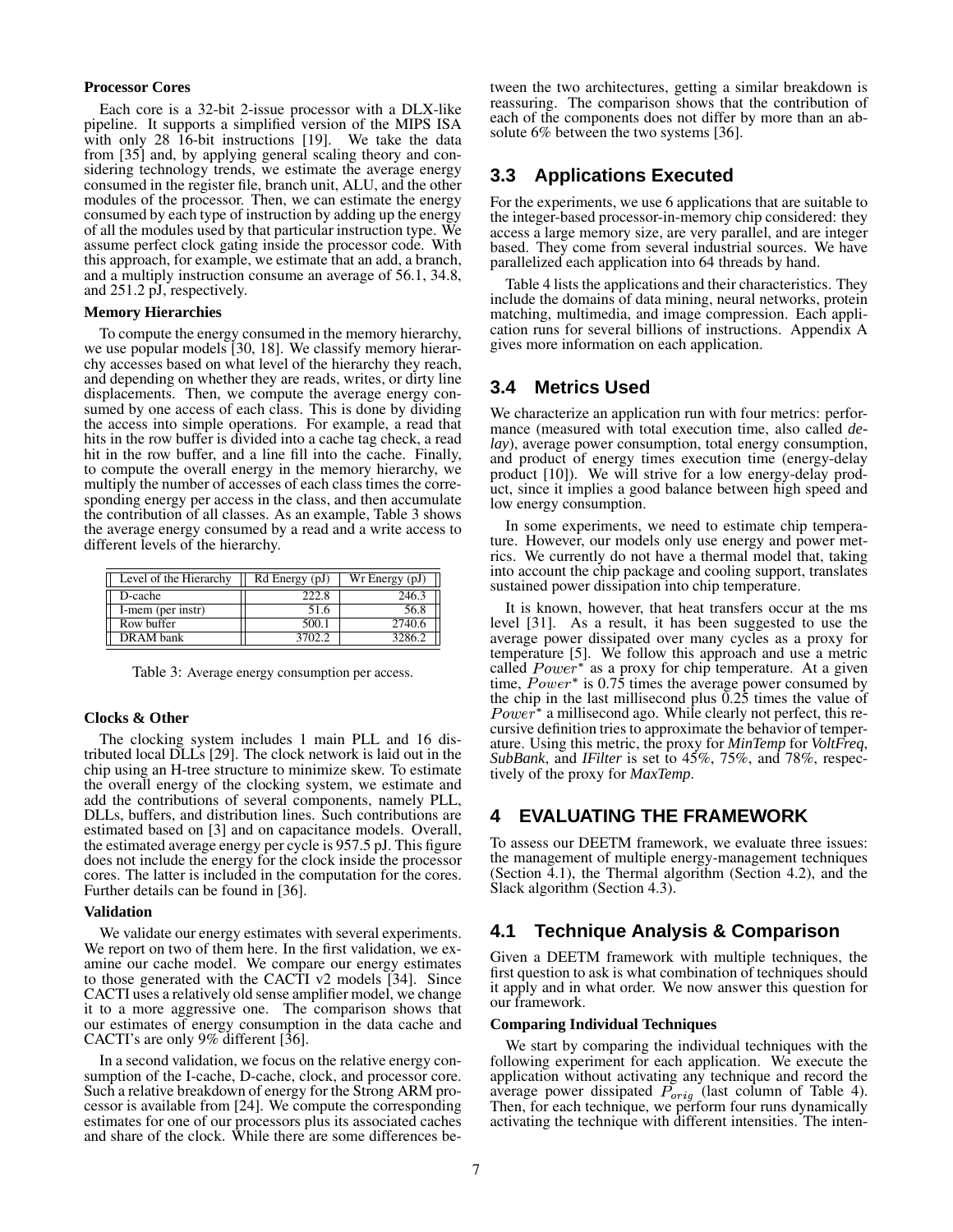#### Processor Cores

Each core is a 32-bit 2-issue processor with a DLX-like pipeline. It supports a simplified version of the MIPS ISA with only 28 16-bit instructions [19]. We take the data from [35] and, by applying general scaling theory and considering technology trends, we estimate the average energy consumed in the register file, branch unit, ALU, and the other modules of the processor. Then, we can estimate the energy consumed by each type of instruction by adding up the energy of all the modules used by that particular instruction type. We assume perfect clock gating inside the processor code. With this approach, for example, we estimate that an add, a branch, and a multiply instruction consume an average of 56.1, 34.8, and 251.2 pJ, respectively.

#### Memory Hierarchies

To compute the energy consumed in the memory hierarchy, we use popular models [30, 18]. We classify memory hierarchy accesses based on what level of the hierarchy they reach, and depending on whether they are reads, writes, or dirty line displacements. Then, we compute the average energy consumed by one access of each class. This is done by dividing the access into simple operations. For example, a read that hits in the row buffer is divided into a cache tag check, a read hit in the row buffer, and a line fill into the cache. Finally, to compute the overall energy in the memory hierarchy, we multiply the number of accesses of each class times the corresponding energy per access in the class, and then accumulate the contribution of all classes. As an example, Table 3 shows the average energy consumed by a read and a write access to different levels of the hierarchy.

| Level of the Hierarchy | Rd Energy (pJ) | Wr Energy (pJ) |
|---|---|---|
| D-cache | 222.8 | 246.3 |
| I-mem (per instr) | 51.6 | 56.8 |
| Row buffer | 500.1 | 2740.6 |
| DRAM bank | 3702.2 | 3286.2 |

Table 3: Average energy consumption per access.

#### Clocks & Other

The clocking system includes 1 main PLL and 16 distributed local DLLs [29]. The clock network is laid out in the chip using an H-tree structure to minimize skew. To estimate the overall energy of the clocking system, we estimate and add the contributions of several components, namely PLL, DLLs, buffers, and distribution lines. Such contributions are estimated based on [3] and on capacitance models. Overall, the estimated average energy per cycle is 957.5 pJ. This figure does not include the energy for the clock inside the processor cores. The latter is included in the computation for the cores. Further details can be found in [36].

#### Validation

We validate our energy estimates with several experiments. We report on two of them here. In the first validation, we examine our cache model. We compare our energy estimates to those generated with the CACTI v2 models [34]. Since CACTI uses a relatively old sense amplifier model, we change it to a more aggressive one. The comparison shows that our estimates of energy consumption in the data cache and CACTI's are only 9% different [36].

In a second validation, we focus on the relative energy consumption of the I-cache, D-cache, clock, and processor core. Such a relative breakdown of energy for the Strong ARM processor is available from [24]. We compute the corresponding estimates for one of our processors plus its associated caches and share of the clock. While there are some differences between the two architectures, getting a similar breakdown is reassuring. The comparison shows that the contribution of each of the components does not differ by more than an absolute 6% between the two systems [36].

## 3.3 Applications Executed

For the experiments, we use 6 applications that are suitable to the integer-based processor-in-memory chip considered: they access a large memory size, are very parallel, and are integer based. They come from several industrial sources. We have parallelized each application into 64 threads by hand.

Table 4 lists the applications and their characteristics. They include the domains of data mining, neural networks, protein matching, multimedia, and image compression. Each application runs for several billions of instructions. Appendix A gives more information on each application.

## 3.4 Metrics Used

We characterize an application run with four metrics: performance (measured with total execution time, also called *delay*), average power consumption, total energy consumption, and product of energy times execution time (energy-delay product [10]). We will strive for a low energy-delay product, since it implies a good balance between high speed and low energy consumption.

In some experiments, we need to estimate chip temperature. However, our models only use energy and power metrics. We currently do not have a thermal model that, taking into account the chip package and cooling support, translates sustained power dissipation into chip temperature.

It is known, however, that heat transfers occur at the ms level [31]. As a result, it has been suggested to use the average power dissipated over many cycles as a proxy for temperature [5]. We follow this approach and use a metric called $Power^*$ as a proxy for chip temperature. At a given time, $Power^*$ is 0.75 times the average power consumed by the chip in the last millisecond plus 0.25 times the value of $Power^*$ a millisecond ago. While clearly not perfect, this recursive definition tries to approximate the behavior of temperature. Using this metric, the proxy for ***MinTemp*** for ***VoltFreq***, ***SubBank***, and ***IFilter*** is set to 45%, 75%, and 78%, respectively of the proxy for ***MaxTemp***.

# 4 EVALUATING THE FRAMEWORK

To assess our DEETM framework, we evaluate three issues: the management of multiple energy-management techniques (Section 4.1), the Thermal algorithm (Section 4.2), and the Slack algorithm (Section 4.3).

## 4.1 Technique Analysis & Comparison

Given a DEETM framework with multiple techniques, the first question to ask is what combination of techniques should it apply and in what order. We now answer this question for our framework.

#### Comparing Individual Techniques

We start by comparing the individual techniques with the following experiment for each application. We execute the application without activating any technique and record the average power dissipated $P_{orig}$ (last column of Table 4). Then, for each technique, we perform four runs dynamically activating the technique with different intensities. The inten-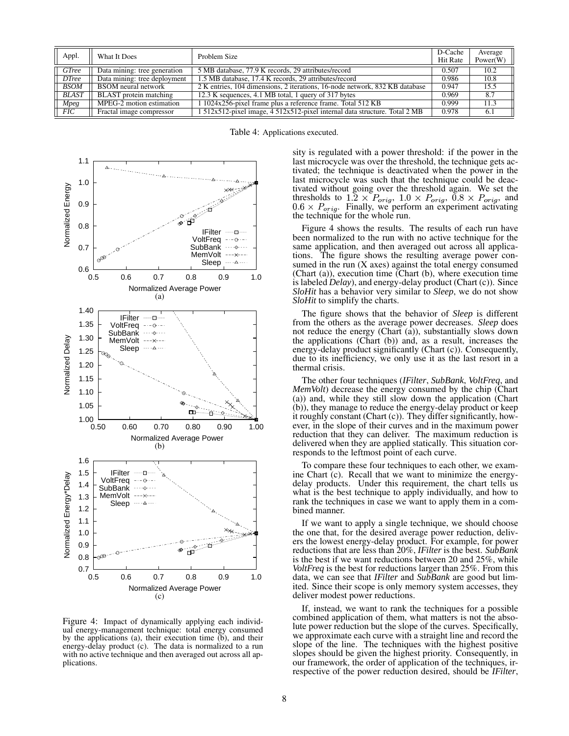| Appl. | What It Does | Problem Size | D-Cache Hit Rate | Average Power(W) |
|---|---|---|---|---|
| *GTree* | Data mining: tree generation | 5 MB database, 77.9 K records, 29 attributes/record | 0.507 | 10.2 |
| *DTree* | Data mining: tree deployment | 1.5 MB database, 17.4 K records, 29 attributes/record | 0.986 | 10.8 |
| *BSOM* | BSOM neural network | 2 K entries, 104 dimensions, 2 iterations, 16-node network, 832 KB database | 0.947 | 15.5 |
| *BLAST* | BLAST protein matching | 12.3 K sequences, 4.1 MB total, 1 query of 317 bytes | 0.969 | 8.7 |
| *Mpeg* | MPEG-2 motion estimation | 1 1024x256-pixel frame plus a reference frame. Total 512 KB | 0.999 | 11.3 |
| *FIC* | Fractal image compressor | 1 512x512-pixel image, 4 512x512-pixel internal data structure. Total 2 MB | 0.978 | 6.1 |

Table 4: Applications executed.

Figure 4: Impact of dynamically applying each individual energy-management technique: total energy consumed by the applications (a), their execution time (b), and their energy-delay product (c). The data is normalized to a run with no active technique and then averaged out across all applications.

sity is regulated with a power threshold: if the power in the last microcycle was over the threshold, the technique gets activated; the technique is deactivated when the power in the last microcycle was such that the technique could be deactivated without going over the threshold again. We set the thresholds to $1.2 \times P_{orig}$, $1.0 \times P_{orig}$, $0.8 \times P_{orig}$, and $0.6 \times P_{orig}$. Finally, we perform an experiment activating the technique for the whole run.

Figure 4 shows the results. The results of each run have been normalized to the run with no active technique for the same application, and then averaged out across all applications. The figure shows the resulting average power consumed in the run (X axes) against the total energy consumed (Chart (a)), execution time (Chart (b), where execution time is labeled *Delay*), and energy-delay product (Chart (c)). Since *SloHit* has a behavior very similar to *Sleep*, we do not show *SloHit* to simplify the charts.

The figure shows that the behavior of *Sleep* is different from the others as the average power decreases. *Sleep* does not reduce the energy (Chart (a)), substantially slows down the applications (Chart (b)) and, as a result, increases the energy-delay product significantly (Chart (c)). Consequently, due to its inefficiency, we only use it as the last resort in a thermal crisis.

The other four techniques (*IFilter*, *SubBank*, *VoltFreq*, and *MemVolt*) decrease the energy consumed by the chip (Chart (a)) and, while they still slow down the application (Chart (b)), they manage to reduce the energy-delay product or keep it roughly constant (Chart (c)). They differ significantly, however, in the slope of their curves and in the maximum power reduction that they can deliver. The maximum reduction is delivered when they are applied statically. This situation corresponds to the leftmost point of each curve.

To compare these four techniques to each other, we examine Chart (c). Recall that we want to minimize the energy-delay products. Under this requirement, the chart tells us what is the best technique to apply individually, and how to rank the techniques in case we want to apply them in a combined manner.

If we want to apply a single technique, we should choose the one that, for the desired average power reduction, delivers the lowest energy-delay product. For example, for power reductions that are less than 20%, *IFilter* is the best. *SubBank* is the best if we want reductions between 20 and 25%, while *VoltFreq* is the best for reductions larger than 25%. From this data, we can see that *IFilter* and *SubBank* are good but limited. Since their scope is only memory system accesses, they deliver modest power reductions.

If, instead, we want to rank the techniques for a possible combined application of them, what matters is not the absolute power reduction but the slope of the curves. Specifically, we approximate each curve with a straight line and record the slope of the line. The techniques with the highest positive slopes should be given the highest priority. Consequently, in our framework, the order of application of the techniques, irrespective of the power reduction desired, should be *IFilter*,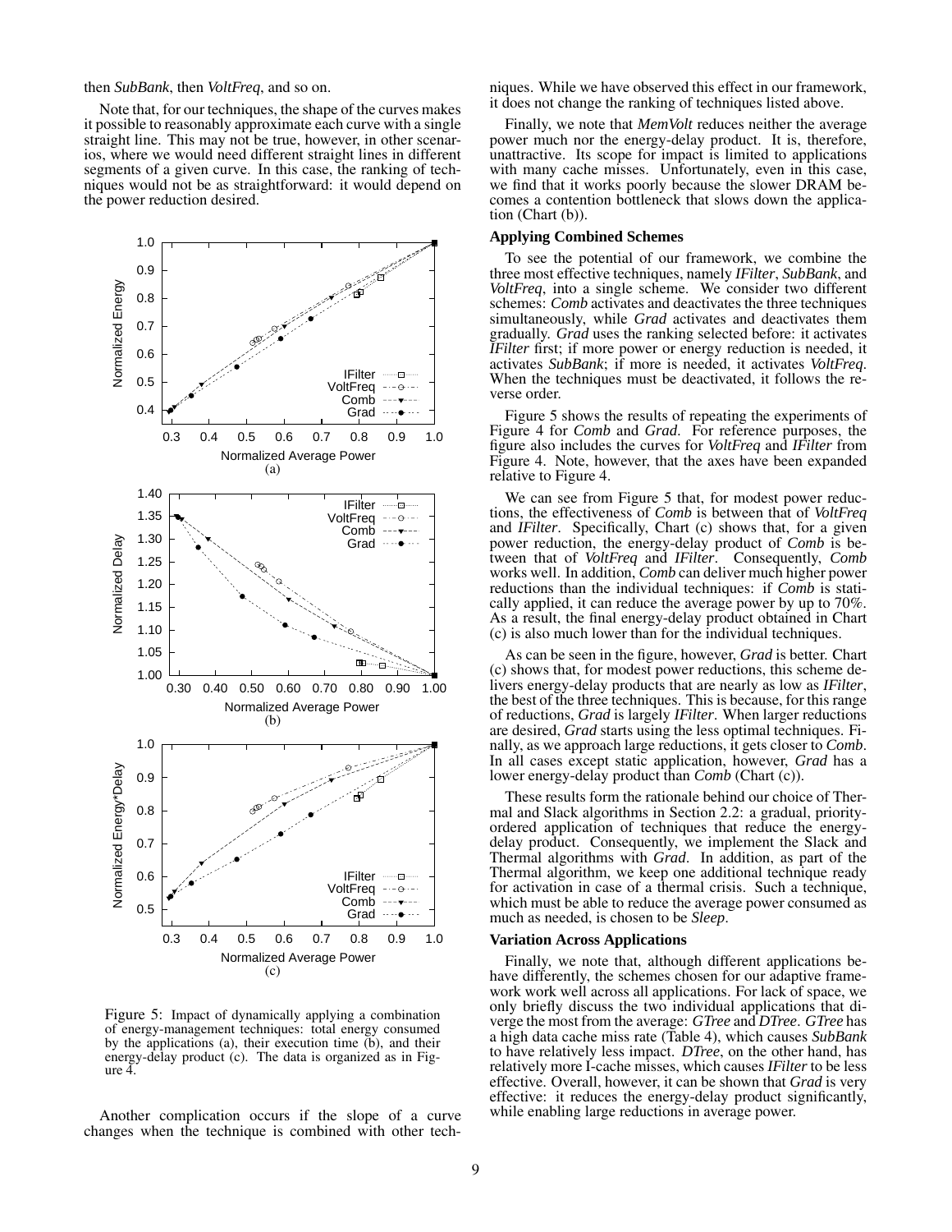then *SubBank*, then *VoltFreq*, and so on.

Note that, for our techniques, the shape of the curves makes it possible to reasonably approximate each curve with a single straight line. This may not be true, however, in other scenarios, where we would need different straight lines in different segments of a given curve. In this case, the ranking of techniques would not be as straightforward: it would depend on the power reduction desired.

Figure 5: Impact of dynamically applying a combination of energy-management techniques: total energy consumed by the applications (a), their execution time (b), and their energy-delay product (c). The data is organized as in Figure 4.

Another complication occurs if the slope of a curve changes when the technique is combined with other techniques. While we have observed this effect in our framework, it does not change the ranking of techniques listed above.

Finally, we note that *MemVolt* reduces neither the average power much nor the energy-delay product. It is, therefore, unattractive. Its scope for impact is limited to applications with many cache misses. Unfortunately, even in this case, we find that it works poorly because the slower DRAM becomes a contention bottleneck that slows down the application (Chart (b)).

### Applying Combined Schemes

To see the potential of our framework, we combine the three most effective techniques, namely *IFilter*, *SubBank*, and *VoltFreq*, into a single scheme. We consider two different schemes: *Comb* activates and deactivates the three techniques simultaneously, while *Grad* activates and deactivates them gradually. *Grad* uses the ranking selected before: it activates *IFilter* first; if more power or energy reduction is needed, it activates *SubBank*; if more is needed, it activates *VoltFreq*. When the techniques must be deactivated, it follows the reverse order.

Figure 5 shows the results of repeating the experiments of Figure 4 for *Comb* and *Grad*. For reference purposes, the figure also includes the curves for *VoltFreq* and *IFilter* from Figure 4. Note, however, that the axes have been expanded relative to Figure 4.

We can see from Figure 5 that, for modest power reductions, the effectiveness of *Comb* is between that of *VoltFreq* and *IFilter*. Specifically, Chart (c) shows that, for a given power reduction, the energy-delay product of *Comb* is between that of *VoltFreq* and *IFilter*. Consequently, *Comb* works well. In addition, *Comb* can deliver much higher power reductions than the individual techniques: if *Comb* is statically applied, it can reduce the average power by up to 70%. As a result, the final energy-delay product obtained in Chart (c) is also much lower than for the individual techniques.

As can be seen in the figure, however, *Grad* is better. Chart (c) shows that, for modest power reductions, this scheme delivers energy-delay products that are nearly as low as *IFilter*, the best of the three techniques. This is because, for this range of reductions, *Grad* is largely *IFilter*. When larger reductions are desired, *Grad* starts using the less optimal techniques. Finally, as we approach large reductions, it gets closer to *Comb*. In all cases except static application, however, *Grad* has a lower energy-delay product than *Comb* (Chart (c)).

These results form the rationale behind our choice of Thermal and Slack algorithms in Section 2.2: a gradual, priority-ordered application of techniques that reduce the energy-delay product. Consequently, we implement the Slack and Thermal algorithms with *Grad*. In addition, as part of the Thermal algorithm, we keep one additional technique ready for activation in case of a thermal crisis. Such a technique, which must be able to reduce the average power consumed as much as needed, is chosen to be *Sleep*.

### Variation Across Applications

Finally, we note that, although different applications behave differently, the schemes chosen for our adaptive framework work well across all applications. For lack of space, we only briefly discuss the two individual applications that diverge the most from the average: *GTree* and *DTree*. *GTree* has a high data cache miss rate (Table 4), which causes *SubBank* to have relatively less impact. *DTree*, on the other hand, has relatively more I-cache misses, which causes *IFilter* to be less effective. Overall, however, it can be shown that *Grad* is very effective: it reduces the energy-delay product significantly, while enabling large reductions in average power.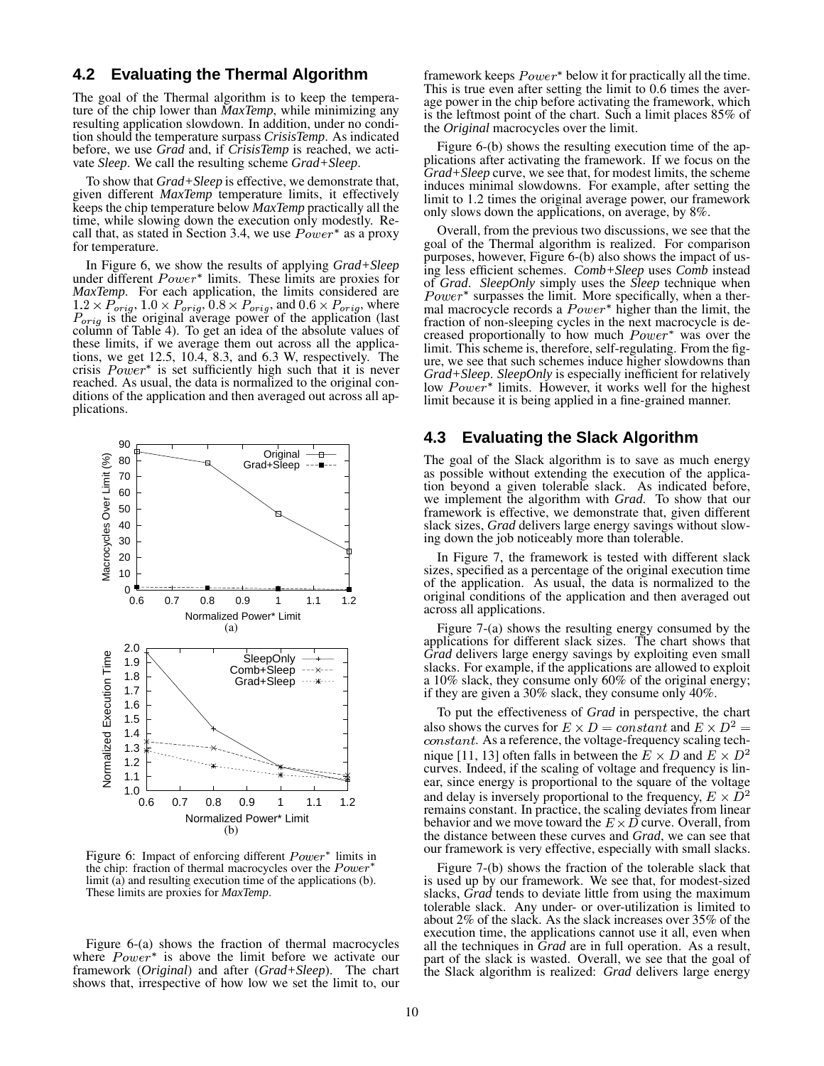## 4.2 Evaluating the Thermal Algorithm

The goal of the Thermal algorithm is to keep the temperature of the chip lower than *MaxTemp*, while minimizing any resulting application slowdown. In addition, under no condition should the temperature surpass *CrisisTemp*. As indicated before, we use *Grad* and, if *CrisisTemp* is reached, we activate *Sleep*. We call the resulting scheme *Grad+Sleep*.

To show that *Grad+Sleep* is effective, we demonstrate that, given different *MaxTemp* temperature limits, it effectively keeps the chip temperature below *MaxTemp* practically all the time, while slowing down the execution only modestly. Recall that, as stated in Section 3.4, we use $Power^*$ as a proxy for temperature.

In Figure 6, we show the results of applying *Grad+Sleep* under different $Power^*$ limits. These limits are proxies for *MaxTemp*. For each application, the limits considered are $1.2 \times P_{orig}$, $1.0 \times P_{orig}$, $0.8 \times P_{orig}$, and $0.6 \times P_{orig}$, where $P_{orig}$ is the original average power of the application (last column of Table 4). To get an idea of the absolute values of these limits, if we average them out across all the applications, we get 12.5, 10.4, 8.3, and 6.3 W, respectively. The crisis $Power^*$ is set sufficiently high such that it is never reached. As usual, the data is normalized to the original conditions of the application and then averaged out across all applications.

Figure 6: Impact of enforcing different $Power^*$ limits in the chip: fraction of thermal macrocycles over the $Power^*$ limit (a) and resulting execution time of the applications (b). These limits are proxies for *MaxTemp*.

Figure 6-(a) shows the fraction of thermal macrocycles where $Power^*$ is above the limit before we activate our framework (*Original*) and after (*Grad+Sleep*). The chart shows that, irrespective of how low we set the limit to, our framework keeps $Power^*$ below it for practically all the time. This is true even after setting the limit to 0.6 times the average power in the chip before activating the framework, which is the leftmost point of the chart. Such a limit places 85% of the *Original* macrocycles over the limit.

Figure 6-(b) shows the resulting execution time of the applications after activating the framework. If we focus on the *Grad+Sleep* curve, we see that, for modest limits, the scheme induces minimal slowdowns. For example, after setting the limit to 1.2 times the original average power, our framework only slows down the applications, on average, by 8%.

Overall, from the previous two discussions, we see that the goal of the Thermal algorithm is realized. For comparison purposes, however, Figure 6-(b) also shows the impact of using less efficient schemes. *Comb+Sleep* uses *Comb* instead of *Grad*. *SleepOnly* simply uses the *Sleep* technique when $Power^*$ surpasses the limit. More specifically, when a thermal macrocycle records a $Power^*$ higher than the limit, the fraction of non-sleeping cycles in the next macrocycle is decreased proportionally to how much $Power^*$ was over the limit. This scheme is, therefore, self-regulating. From the figure, we see that such schemes induce higher slowdowns than *Grad+Sleep*. *SleepOnly* is especially inefficient for relatively low $Power^*$ limits. However, it works well for the highest limit because it is being applied in a fine-grained manner.

## 4.3 Evaluating the Slack Algorithm

The goal of the Slack algorithm is to save as much energy as possible without extending the execution of the application beyond a given tolerable slack. As indicated before, we implement the algorithm with *Grad*. To show that our framework is effective, we demonstrate that, given different slack sizes, *Grad* delivers large energy savings without slowing down the job noticeably more than tolerable.

In Figure 7, the framework is tested with different slack sizes, specified as a percentage of the original execution time of the application. As usual, the data is normalized to the original conditions of the application and then averaged out across all applications.

Figure 7-(a) shows the resulting energy consumed by the applications for different slack sizes. The chart shows that *Grad* delivers large energy savings by exploiting even small slacks. For example, if the applications are allowed to exploit a 10% slack, they consume only 60% of the original energy; if they are given a 30% slack, they consume only 40%.

To put the effectiveness of *Grad* in perspective, the chart also shows the curves for $E \times D = constant$ and $E \times D^2 = constant$. As a reference, the voltage-frequency scaling technique [11, 13] often falls in between the $E \times D$ and $E \times D^2$ curves. Indeed, if the scaling of voltage and frequency is linear, since energy is proportional to the square of the voltage and delay is inversely proportional to the frequency, $E \times D^2$ remains constant. In practice, the scaling deviates from linear behavior and we move toward the $E \times D$ curve. Overall, from the distance between these curves and *Grad*, we can see that our framework is very effective, especially with small slacks.

Figure 7-(b) shows the fraction of the tolerable slack that is used up by our framework. We see that, for modest-sized slacks, *Grad* tends to deviate little from using the maximum tolerable slack. Any under- or over-utilization is limited to about 2% of the slack. As the slack increases over 35% of the execution time, the applications cannot use it all, even when all the techniques in *Grad* are in full operation. As a result, part of the slack is wasted. Overall, we see that the goal of the Slack algorithm is realized: *Grad* delivers large energy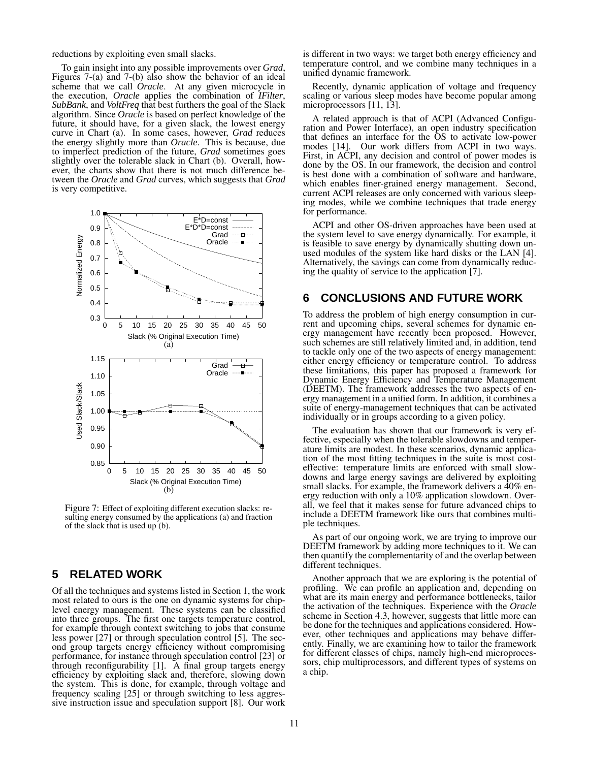reductions by exploiting even small slacks.

To gain insight into any possible improvements over *Grad*, Figures 7-(a) and 7-(b) also show the behavior of an ideal scheme that we call *Oracle*. At any given microcycle in the execution, *Oracle* applies the combination of *IFilter*, *SubBank*, and *VoltFreq* that best furthers the goal of the Slack algorithm. Since *Oracle* is based on perfect knowledge of the future, it should have, for a given slack, the lowest energy curve in Chart (a). In some cases, however, *Grad* reduces the energy slightly more than *Oracle*. This is because, due to imperfect prediction of the future, *Grad* sometimes goes slightly over the tolerable slack in Chart (b). Overall, however, the charts show that there is not much difference between the *Oracle* and *Grad* curves, which suggests that *Grad* is very competitive.

Figure 7: Effect of exploiting different execution slacks: resulting energy consumed by the applications (a) and fraction of the slack that is used up (b).

## 5 RELATED WORK

Of all the techniques and systems listed in Section 1, the work most related to ours is the one on dynamic systems for chip-level energy management. These systems can be classified into three groups. The first one targets temperature control, for example through context switching to jobs that consume less power [27] or through speculation control [5]. The second group targets energy efficiency without compromising performance, for instance through speculation control [23] or through reconfigurability [1]. A final group targets energy efficiency by exploiting slack and, therefore, slowing down the system. This is done, for example, through voltage and frequency scaling [25] or through switching to less aggressive instruction issue and speculation support [8]. Our work is different in two ways: we target both energy efficiency and temperature control, and we combine many techniques in a unified dynamic framework.

Recently, dynamic application of voltage and frequency scaling or various sleep modes have become popular among microprocessors [11, 13].

A related approach is that of ACPI (Advanced Configuration and Power Interface), an open industry specification that defines an interface for the OS to activate low-power modes [14]. Our work differs from ACPI in two ways. First, in ACPI, any decision and control of power modes is done by the OS. In our framework, the decision and control is best done with a combination of software and hardware, which enables finer-grained energy management. Second, current ACPI releases are only concerned with various sleeping modes, while we combine techniques that trade energy for performance.

ACPI and other OS-driven approaches have been used at the system level to save energy dynamically. For example, it is feasible to save energy by dynamically shutting down unused modules of the system like hard disks or the LAN [4]. Alternatively, the savings can come from dynamically reducing the quality of service to the application [7].

## 6 CONCLUSIONS AND FUTURE WORK

To address the problem of high energy consumption in current and upcoming chips, several schemes for dynamic energy management have recently been proposed. However, such schemes are still relatively limited and, in addition, tend to tackle only one of the two aspects of energy management: either energy efficiency or temperature control. To address these limitations, this paper has proposed a framework for Dynamic Energy Efficiency and Temperature Management (DEETM). The framework addresses the two aspects of energy management in a unified form. In addition, it combines a suite of energy-management techniques that can be activated individually or in groups according to a given policy.

The evaluation has shown that our framework is very effective, especially when the tolerable slowdowns and temperature limits are modest. In these scenarios, dynamic application of the most fitting techniques in the suite is most cost-effective: temperature limits are enforced with small slowdowns and large energy savings are delivered by exploiting small slacks. For example, the framework delivers a 40% energy reduction with only a 10% application slowdown. Overall, we feel that it makes sense for future advanced chips to include a DEETM framework like ours that combines multiple techniques.

As part of our ongoing work, we are trying to improve our DEETM framework by adding more techniques to it. We can then quantify the complementarity of and the overlap between different techniques.

Another approach that we are exploring is the potential of profiling. We can profile an application and, depending on what are its main energy and performance bottlenecks, tailor the activation of the techniques. Experience with the *Oracle* scheme in Section 4.3, however, suggests that little more can be done for the techniques and applications considered. However, other techniques and applications may behave differently. Finally, we are examining how to tailor the framework for different classes of chips, namely high-end microprocessors, chip multiprocessors, and different types of systems on a chip.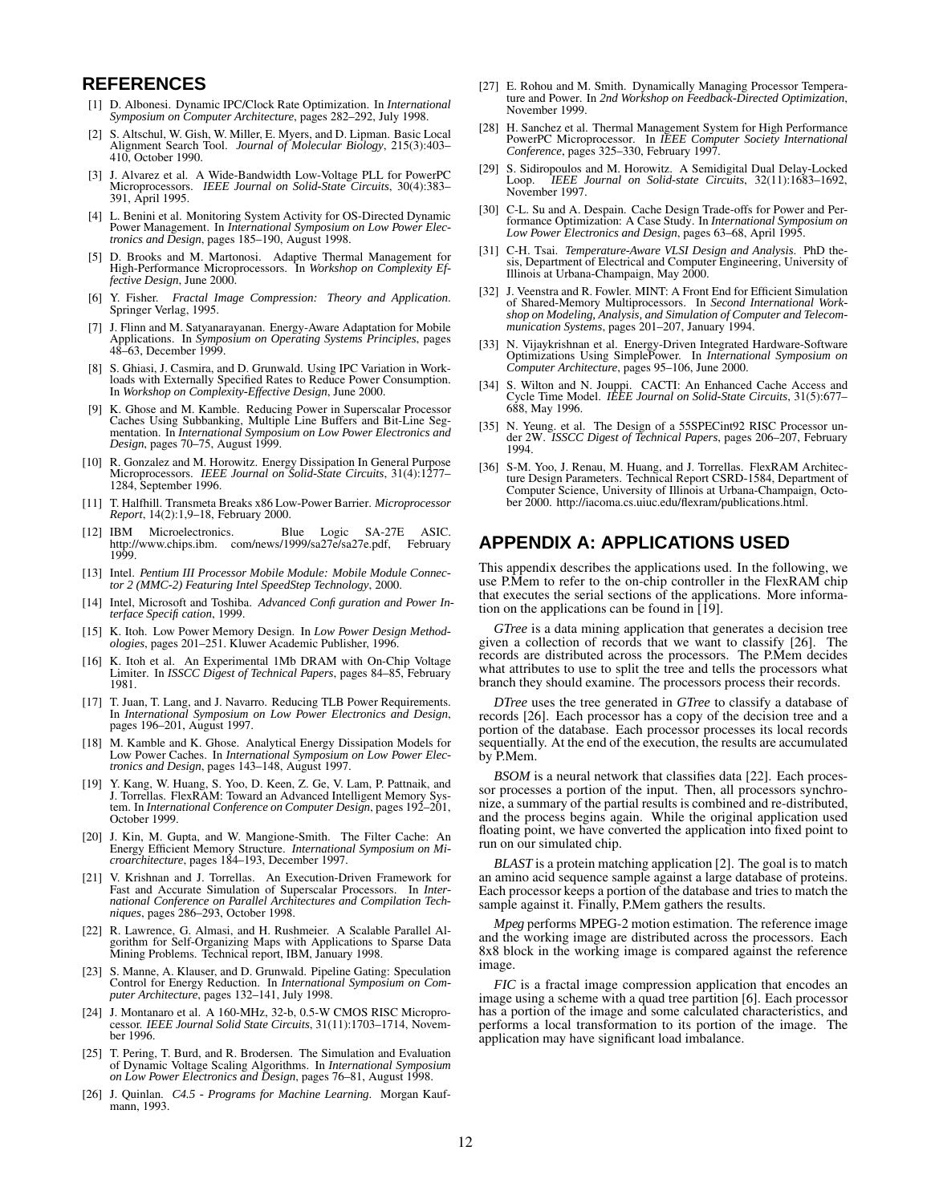## REFERENCES

[1] D. Albonesi. Dynamic IPC/Clock Rate Optimization. In *International Symposium on Computer Architecture*, pages 282–292, July 1998.

[2] S. Altschul, W. Gish, W. Miller, E. Myers, and D. Lipman. Basic Local Alignment Search Tool. *Journal of Molecular Biology*, 215(3):403–410, October 1990.

[3] J. Alvarez et al. A Wide-Bandwidth Low-Voltage PLL for PowerPC Microprocessors. *IEEE Journal on Solid-State Circuits*, 30(4):383–391, April 1995.

[4] L. Benini et al. Monitoring System Activity for OS-Directed Dynamic Power Management. In *International Symposium on Low Power Electronics and Design*, pages 185–190, August 1998.

[5] D. Brooks and M. Martonosi. Adaptive Thermal Management for High-Performance Microprocessors. In *Workshop on Complexity Effective Design*, June 2000.

[6] Y. Fisher. *Fractal Image Compression: Theory and Application*. Springer Verlag, 1995.

[7] J. Flinn and M. Satyanarayanan. Energy-Aware Adaptation for Mobile Applications. In *Symposium on Operating Systems Principles*, pages 48–63, December 1999.

[8] S. Ghiasi, J. Casmira, and D. Grunwald. Using IPC Variation in Workloads with Externally Specified Rates to Reduce Power Consumption. In *Workshop on Complexity-Effective Design*, June 2000.

[9] K. Ghose and M. Kamble. Reducing Power in Superscalar Processor Caches Using Subbanking, Multiple Line Buffers and Bit-Line Segmentation. In *International Symposium on Low Power Electronics and Design*, pages 70–75, August 1999.

[10] R. Gonzalez and M. Horowitz. Energy Dissipation In General Purpose Microprocessors. *IEEE Journal on Solid-State Circuits*, 31(4):1277–1284, September 1996.

[11] T. Halfhill. Transmeta Breaks x86 Low-Power Barrier. *Microprocessor Report*, 14(2):1,9–18, February 2000.

[12] IBM Microelectronics. Blue Logic SA-27E ASIC. http://www.chips.ibm. com/news/1999/sa27e/sa27e.pdf, February 1999.

[13] Intel. *Pentium III Processor Mobile Module: Mobile Module Connector 2 (MMC-2) Featuring Intel SpeedStep Technology*, 2000.

[14] Intel, Microsoft and Toshiba. *Advanced Configuration and Power Interface Specification*, 1999.

[15] K. Itoh. Low Power Memory Design. In *Low Power Design Methodologies*, pages 201–251. Kluwer Academic Publisher, 1996.

[16] K. Itoh et al. An Experimental 1Mb DRAM with On-Chip Voltage Limiter. In *ISSCC Digest of Technical Papers*, pages 84–85, February 1981.

[17] T. Juan, T. Lang, and J. Navarro. Reducing TLB Power Requirements. In *International Symposium on Low Power Electronics and Design*, pages 196–201, August 1997.

[18] M. Kamble and K. Ghose. Analytical Energy Dissipation Models for Low Power Caches. In *International Symposium on Low Power Electronics and Design*, pages 143–148, August 1997.

[19] Y. Kang, W. Huang, S. Yoo, D. Keen, Z. Ge, V. Lam, P. Pattnaik, and J. Torrellas. FlexRAM: Toward an Advanced Intelligent Memory System. In *International Conference on Computer Design*, pages 192–201, October 1999.

[20] J. Kin, M. Gupta, and W. Mangione-Smith. The Filter Cache: An Energy Efficient Memory Structure. *International Symposium on Microarchitecture*, pages 184–193, December 1997.

[21] V. Krishnan and J. Torrellas. An Execution-Driven Framework for Fast and Accurate Simulation of Superscalar Processors. In *International Conference on Parallel Architectures and Compilation Techniques*, pages 286–293, October 1998.

[22] R. Lawrence, G. Almasi, and H. Rushmeier. A Scalable Parallel Algorithm for Self-Organizing Maps with Applications to Sparse Data Mining Problems. Technical report, IBM, January 1998.

[23] S. Manne, A. Klauser, and D. Grunwald. Pipeline Gating: Speculation Control for Energy Reduction. In *International Symposium on Computer Architecture*, pages 132–141, July 1998.

[24] J. Montanaro et al. A 160-MHz, 32-b, 0.5-W CMOS RISC Microprocessor. *IEEE Journal Solid State Circuits*, 31(11):1703–1714, November 1996.

[25] T. Pering, T. Burd, and R. Brodersen. The Simulation and Evaluation of Dynamic Voltage Scaling Algorithms. In *International Symposium on Low Power Electronics and Design*, pages 76–81, August 1998.

[26] J. Quinlan. *C4.5 - Programs for Machine Learning*. Morgan Kaufmann, 1993.

[27] E. Rohou and M. Smith. Dynamically Managing Processor Temperature and Power. In *2nd Workshop on Feedback-Directed Optimization*, November 1999.

[28] H. Sanchez et al. Thermal Management System for High Performance PowerPC Microprocessor. In *IEEE Computer Society International Conference*, pages 325–330, February 1997.

[29] S. Sidiropoulos and M. Horowitz. A Semidigital Dual Delay-Locked Loop. *IEEE Journal on Solid-state Circuits*, 32(11):1683–1692, November 1997.

[30] C-L. Su and A. Despain. Cache Design Trade-offs for Power and Performance Optimization: A Case Study. In *International Symposium on Low Power Electronics and Design*, pages 63–68, April 1995.

[31] C-H. Tsai. *Temperature-Aware VLSI Design and Analysis*. PhD thesis, Department of Electrical and Computer Engineering, University of Illinois at Urbana-Champaign, May 2000.

[32] J. Veenstra and R. Fowler. MINT: A Front End for Efficient Simulation of Shared-Memory Multiprocessors. In *Second International Workshop on Modeling, Analysis, and Simulation of Computer and Telecommunication Systems*, pages 201–207, January 1994.

[33] N. Vijaykrishnan et al. Energy-Driven Integrated Hardware-Software Optimizations Using SimplePower. In *International Symposium on Computer Architecture*, pages 95–106, June 2000.

[34] S. Wilton and N. Jouppi. CACTI: An Enhanced Cache Access and Cycle Time Model. *IEEE Journal on Solid-State Circuits*, 31(5):677–688, May 1996.

[35] N. Yeung. et al. The Design of a 55SPECint92 RISC Processor under 2W. *ISSCC Digest of Technical Papers*, pages 206–207, February 1994.

[36] S-M. Yoo, J. Renau, M. Huang, and J. Torrellas. FlexRAM Architecture Design Parameters. Technical Report CSRD-1584, Department of Computer Science, University of Illinois at Urbana-Champaign, October 2000. http://iacoma.cs.uiuc.edu/flexram/publications.html.

## APPENDIX A: APPLICATIONS USED

This appendix describes the applications used. In the following, we use P.Mem to refer to the on-chip controller in the FlexRAM chip that executes the serial sections of the applications. More information on the applications can be found in [19].

*GTree* is a data mining application that generates a decision tree given a collection of records that we want to classify [26]. The records are distributed across the processors. The P.Mem decides what attributes to use to split the tree and tells the processors what branch they should examine. The processors process their records.

*DTree* uses the tree generated in *GTree* to classify a database of records [26]. Each processor has a copy of the decision tree and a portion of the database. Each processor processes its local records sequentially. At the end of the execution, the results are accumulated by P.Mem.

*BSOM* is a neural network that classifies data [22]. Each processor processes a portion of the input. Then, all processors synchronize, a summary of the partial results is combined and re-distributed, and the process begins again. While the original application used floating point, we have converted the application into fixed point to run on our simulated chip.

*BLAST* is a protein matching application [2]. The goal is to match an amino acid sequence sample against a large database of proteins. Each processor keeps a portion of the database and tries to match the sample against it. Finally, P.Mem gathers the results.

*Mpeg* performs MPEG-2 motion estimation. The reference image and the working image are distributed across the processors. Each 8x8 block in the working image is compared against the reference image.

*FIC* is a fractal image compression application that encodes an image using a scheme with a quad tree partition [6]. Each processor has a portion of the image and some calculated characteristics, and performs a local transformation to its portion of the image. The application may have significant load imbalance.